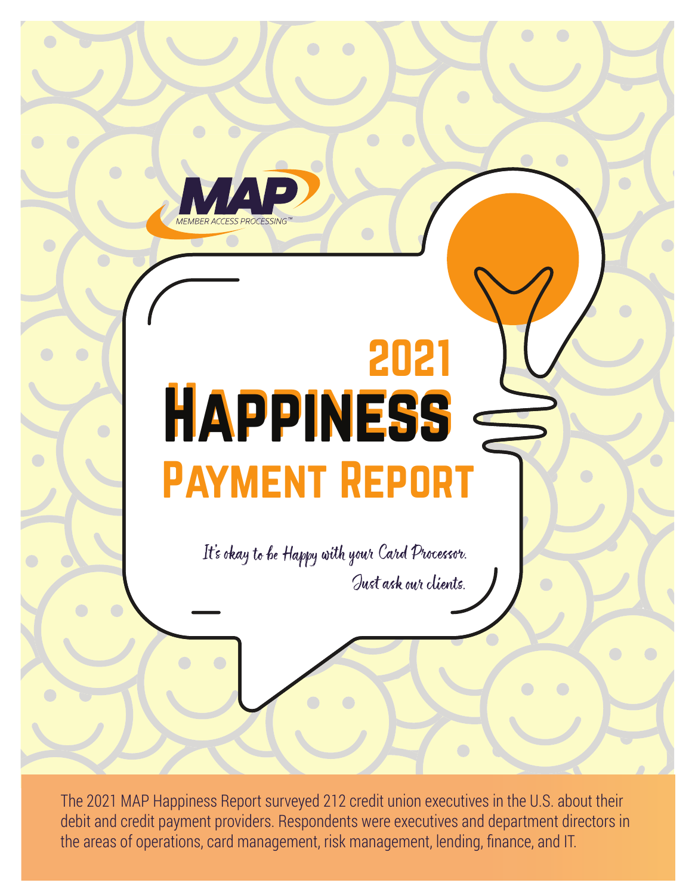MAP

MEMBER ACCESS PROCESSING™

# 2021 Happiness Payment Report

*It's okay to be Happy with your Card Processor.*

*Just ask our clients.*

The 2021 MAP Happiness Report surveyed 212 credit union executives in the U.S. about their debit and credit payment providers. Respondents were executives and department directors in the areas of operations, card management, risk management, lending, finance, and IT.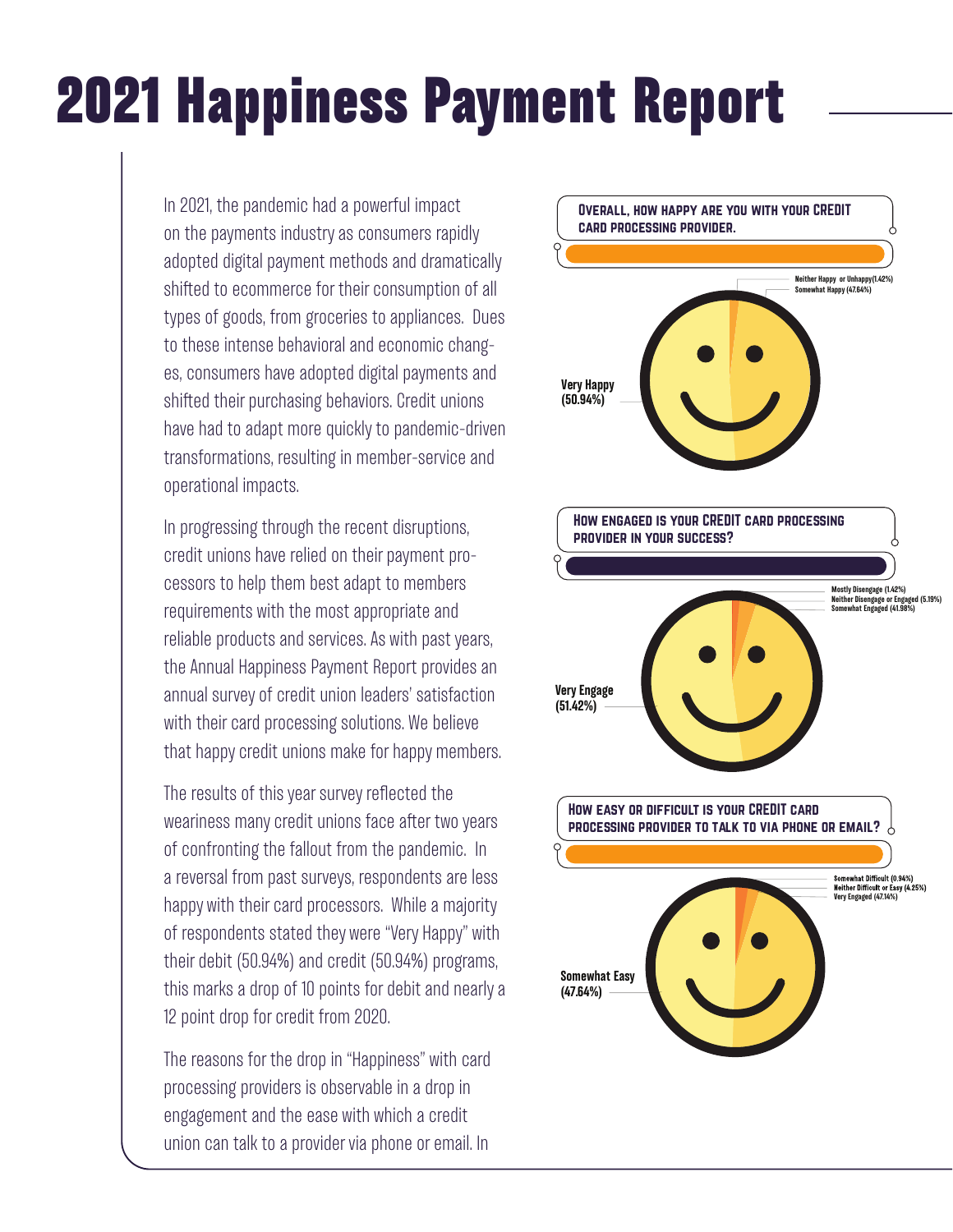# 2021 Happiness Payment Report

In 2021, the pandemic had a powerful impact on the payments industry as consumers rapidly adopted digital payment methods and dramatically shifted to ecommerce for their consumption of all types of goods, from groceries to appliances. Dues to these intense behavioral and economic changes, consumers have adopted digital payments and shifted their purchasing behaviors. Credit unions have had to adapt more quickly to pandemic-driven transformations, resulting in member-service and operational impacts.

In progressing through the recent disruptions, credit unions have relied on their payment processors to help them best adapt to members requirements with the most appropriate and reliable products and services. As with past years, the Annual Happiness Payment Report provides an annual survey of credit union leaders' satisfaction with their card processing solutions. We believe that happy credit unions make for happy members.

The results of this year survey reflected the weariness many credit unions face after two years of confronting the fallout from the pandemic. In a reversal from past surveys, respondents are less happy with their card processors. While a majority of respondents stated they were "Very Happy" with their debit (50.94%) and credit (50.94%) programs, this marks a drop of 10 points for debit and nearly a 12 point drop for credit from 2020.

The reasons for the drop in "Happiness" with card processing providers is observable in a drop in engagement and the ease with which a credit union can talk to a provider via phone or email. In

**Overall, how happy are you with your credit card processing provider.**

- Very Happy (50.94%)
- Somewhat Happy (47.64%)
- Neither Happy or Unhappy(1.42%)

**How engaged is your credit card processing provider in your success?**

- Very Engage (51.42%)
- Somewhat Engaged (41.98%)
- Neither Disengage or Engaged (5.19%)
- Mostly Disengage (1.42%)

**How easy or difficult is your credit card processing provider to talk to via phone or email?**

- Somewhat Easy (47.64%)
- Very Engaged (47.14%)
- Neither Difficult or Easy (4.25%)
- Somewhat Difficult (0.94%)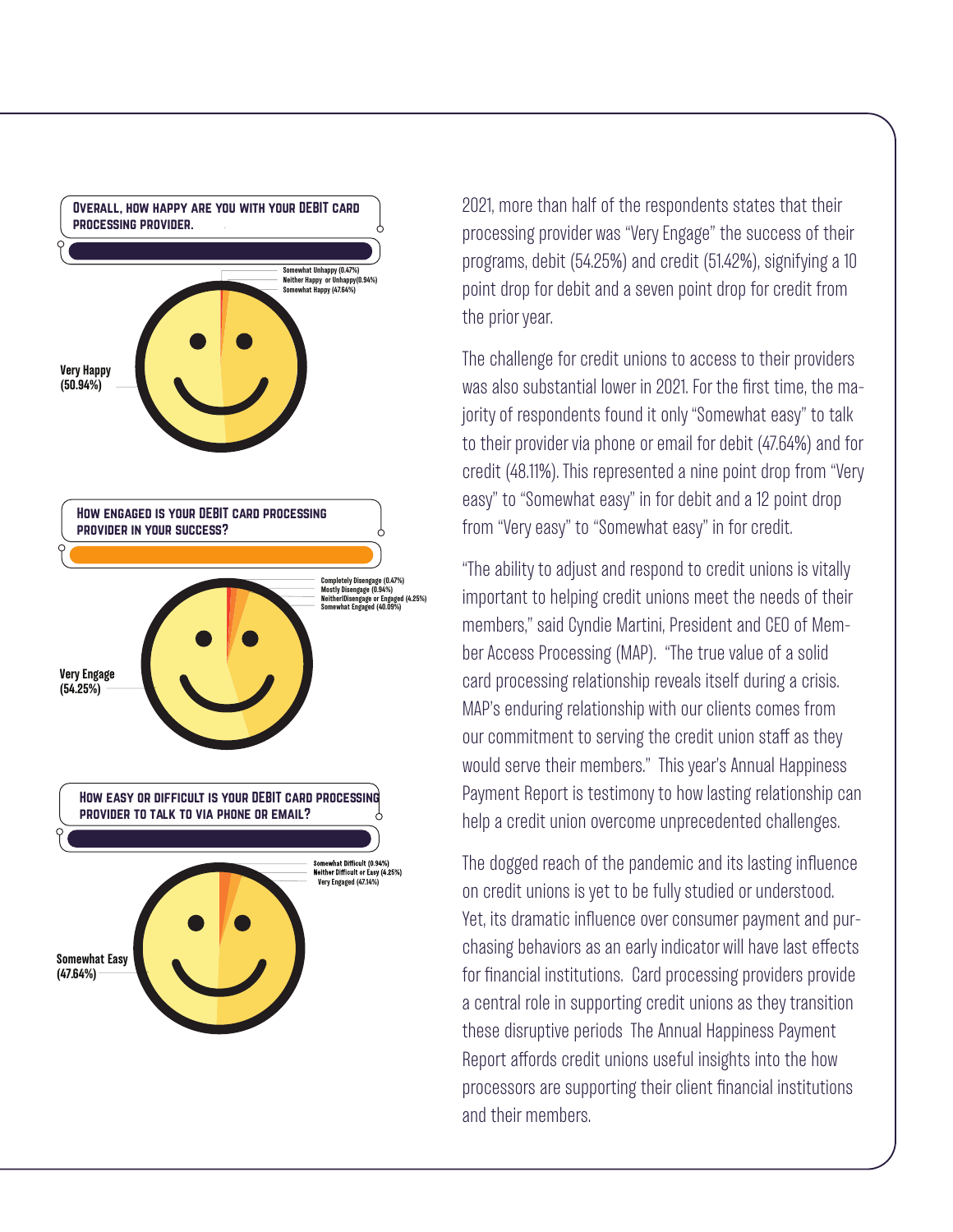**Overall, how happy are you with your debit card processing provider.**

- Somewhat Unhappy (0.47%)
- Neither Happy or Unhappy(0.94%)
- Somewhat Happy (47.64%)
- Very Happy (50.94%)

**How engaged is your debit card processing provider in your success?**

- Completely Disengage (0.47%)
- Mostly Disengage (0.94%)
- NeitherIDisengage or Engaged (4.25%)
- Somewhat Engaged (40.09%)
- Very Engage (54.25%)

**How easy or difficult is your debit card processing provider to talk to via phone or email?**

- Somewhat Difficult (0.94%)
- Neither Difficult or Easy (4.25%)
- Very Engaged (47.14%)
- Somewhat Easy (47.64%)

2021, more than half of the respondents states that their processing provider was "Very Engage" the success of their programs, debit (54.25%) and credit (51.42%), signifying a 10 point drop for debit and a seven point drop for credit from the prior year.

The challenge for credit unions to access to their providers was also substantial lower in 2021. For the first time, the majority of respondents found it only "Somewhat easy" to talk to their provider via phone or email for debit (47.64%) and for credit (48.11%). This represented a nine point drop from "Very easy" to "Somewhat easy" in for debit and a 12 point drop from "Very easy" to "Somewhat easy" in for credit.

"The ability to adjust and respond to credit unions is vitally important to helping credit unions meet the needs of their members," said Cyndie Martini, President and CEO of Member Access Processing (MAP). "The true value of a solid card processing relationship reveals itself during a crisis. MAP's enduring relationship with our clients comes from our commitment to serving the credit union staff as they would serve their members." This year's Annual Happiness Payment Report is testimony to how lasting relationship can help a credit union overcome unprecedented challenges.

The dogged reach of the pandemic and its lasting influence on credit unions is yet to be fully studied or understood. Yet, its dramatic influence over consumer payment and purchasing behaviors as an early indicator will have last effects for financial institutions. Card processing providers provide a central role in supporting credit unions as they transition these disruptive periods The Annual Happiness Payment Report affords credit unions useful insights into the how processors are supporting their client financial institutions and their members.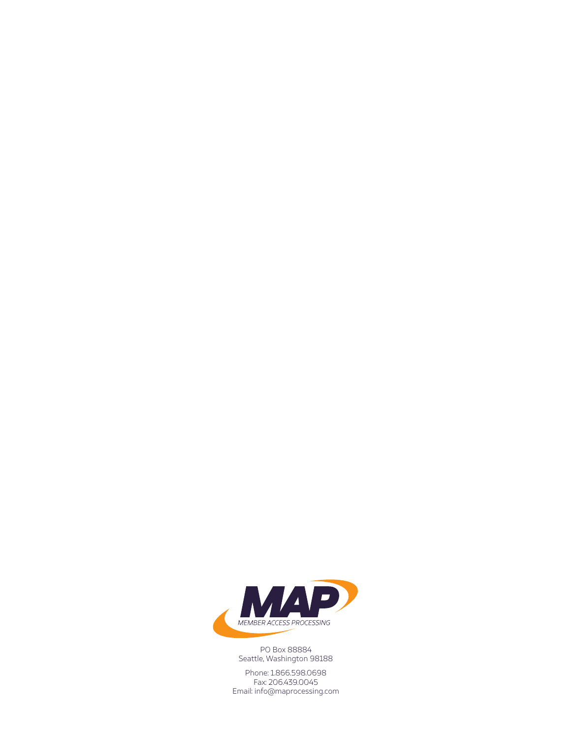MAP

MEMBER ACCESS PROCESSING

PO Box 88884
Seattle, Washington 98188

Phone: 1.866.598.0698
Fax: 206.439.0045
Email: info@maprocessing.com